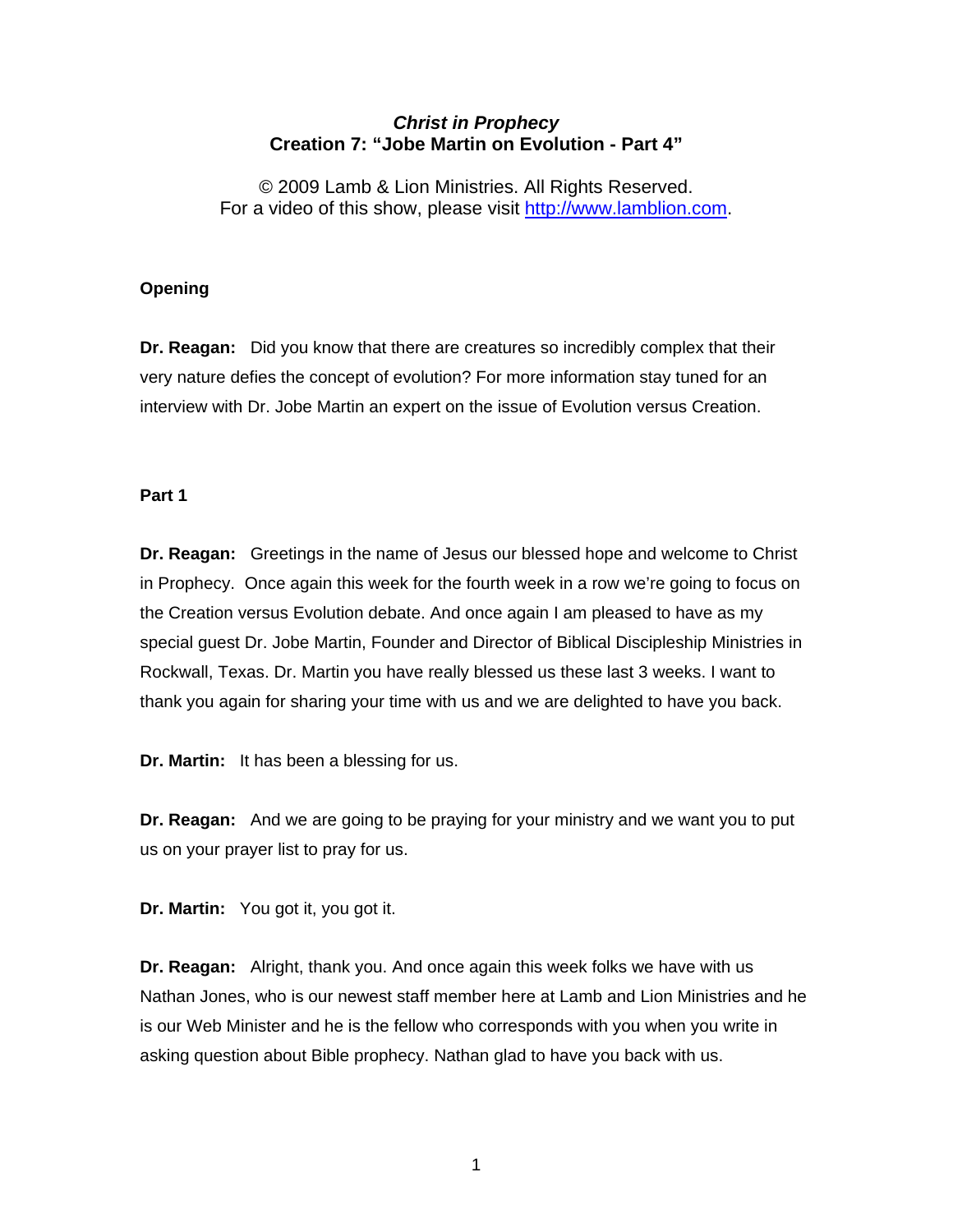***Christ in Prophecy***
**Creation 7: "Jobe Martin on Evolution - Part 4"**

© 2009 Lamb & Lion Ministries. All Rights Reserved.
For a video of this show, please visit http://www.lamblion.com.

**Opening**

**Dr. Reagan:** Did you know that there are creatures so incredibly complex that their very nature defies the concept of evolution? For more information stay tuned for an interview with Dr. Jobe Martin an expert on the issue of Evolution versus Creation.

**Part 1**

**Dr. Reagan:** Greetings in the name of Jesus our blessed hope and welcome to Christ in Prophecy. Once again this week for the fourth week in a row we're going to focus on the Creation versus Evolution debate. And once again I am pleased to have as my special guest Dr. Jobe Martin, Founder and Director of Biblical Discipleship Ministries in Rockwall, Texas. Dr. Martin you have really blessed us these last 3 weeks. I want to thank you again for sharing your time with us and we are delighted to have you back.

**Dr. Martin:** It has been a blessing for us.

**Dr. Reagan:** And we are going to be praying for your ministry and we want you to put us on your prayer list to pray for us.

**Dr. Martin:** You got it, you got it.

**Dr. Reagan:** Alright, thank you. And once again this week folks we have with us Nathan Jones, who is our newest staff member here at Lamb and Lion Ministries and he is our Web Minister and he is the fellow who corresponds with you when you write in asking question about Bible prophecy. Nathan glad to have you back with us.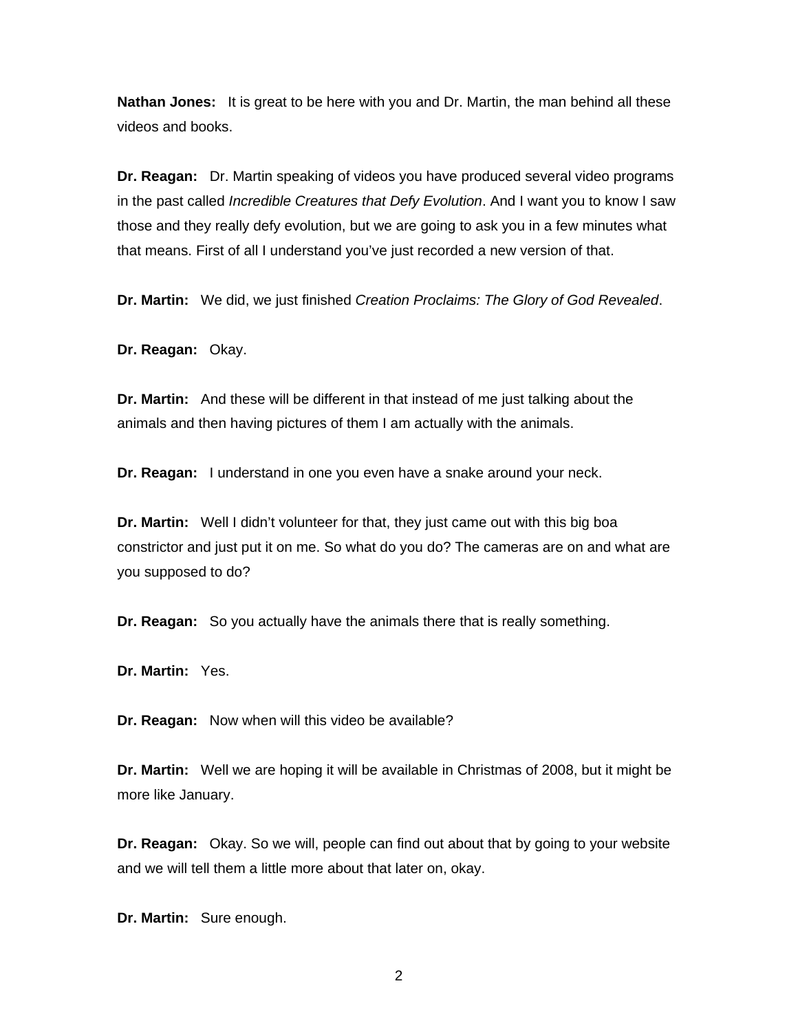**Nathan Jones:** It is great to be here with you and Dr. Martin, the man behind all these videos and books.

**Dr. Reagan:** Dr. Martin speaking of videos you have produced several video programs in the past called *Incredible Creatures that Defy Evolution*. And I want you to know I saw those and they really defy evolution, but we are going to ask you in a few minutes what that means. First of all I understand you've just recorded a new version of that.

**Dr. Martin:** We did, we just finished *Creation Proclaims: The Glory of God Revealed*.

**Dr. Reagan:** Okay.

**Dr. Martin:** And these will be different in that instead of me just talking about the animals and then having pictures of them I am actually with the animals.

**Dr. Reagan:** I understand in one you even have a snake around your neck.

**Dr. Martin:** Well I didn't volunteer for that, they just came out with this big boa constrictor and just put it on me. So what do you do? The cameras are on and what are you supposed to do?

**Dr. Reagan:** So you actually have the animals there that is really something.

**Dr. Martin:** Yes.

**Dr. Reagan:** Now when will this video be available?

**Dr. Martin:** Well we are hoping it will be available in Christmas of 2008, but it might be more like January.

**Dr. Reagan:** Okay. So we will, people can find out about that by going to your website and we will tell them a little more about that later on, okay.

**Dr. Martin:** Sure enough.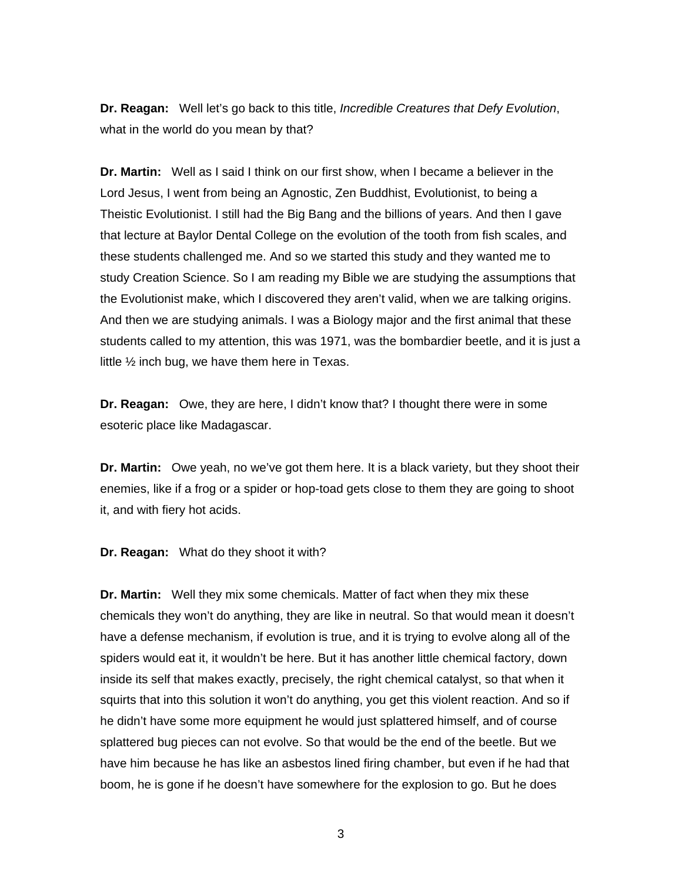**Dr. Reagan:** Well let's go back to this title, *Incredible Creatures that Defy Evolution*, what in the world do you mean by that?

**Dr. Martin:** Well as I said I think on our first show, when I became a believer in the Lord Jesus, I went from being an Agnostic, Zen Buddhist, Evolutionist, to being a Theistic Evolutionist. I still had the Big Bang and the billions of years. And then I gave that lecture at Baylor Dental College on the evolution of the tooth from fish scales, and these students challenged me. And so we started this study and they wanted me to study Creation Science. So I am reading my Bible we are studying the assumptions that the Evolutionist make, which I discovered they aren't valid, when we are talking origins. And then we are studying animals. I was a Biology major and the first animal that these students called to my attention, this was 1971, was the bombardier beetle, and it is just a little ½ inch bug, we have them here in Texas.

**Dr. Reagan:** Owe, they are here, I didn't know that? I thought there were in some esoteric place like Madagascar.

**Dr. Martin:** Owe yeah, no we've got them here. It is a black variety, but they shoot their enemies, like if a frog or a spider or hop-toad gets close to them they are going to shoot it, and with fiery hot acids.

**Dr. Reagan:** What do they shoot it with?

**Dr. Martin:** Well they mix some chemicals. Matter of fact when they mix these chemicals they won't do anything, they are like in neutral. So that would mean it doesn't have a defense mechanism, if evolution is true, and it is trying to evolve along all of the spiders would eat it, it wouldn't be here. But it has another little chemical factory, down inside its self that makes exactly, precisely, the right chemical catalyst, so that when it squirts that into this solution it won't do anything, you get this violent reaction. And so if he didn't have some more equipment he would just splattered himself, and of course splattered bug pieces can not evolve. So that would be the end of the beetle. But we have him because he has like an asbestos lined firing chamber, but even if he had that boom, he is gone if he doesn't have somewhere for the explosion to go. But he does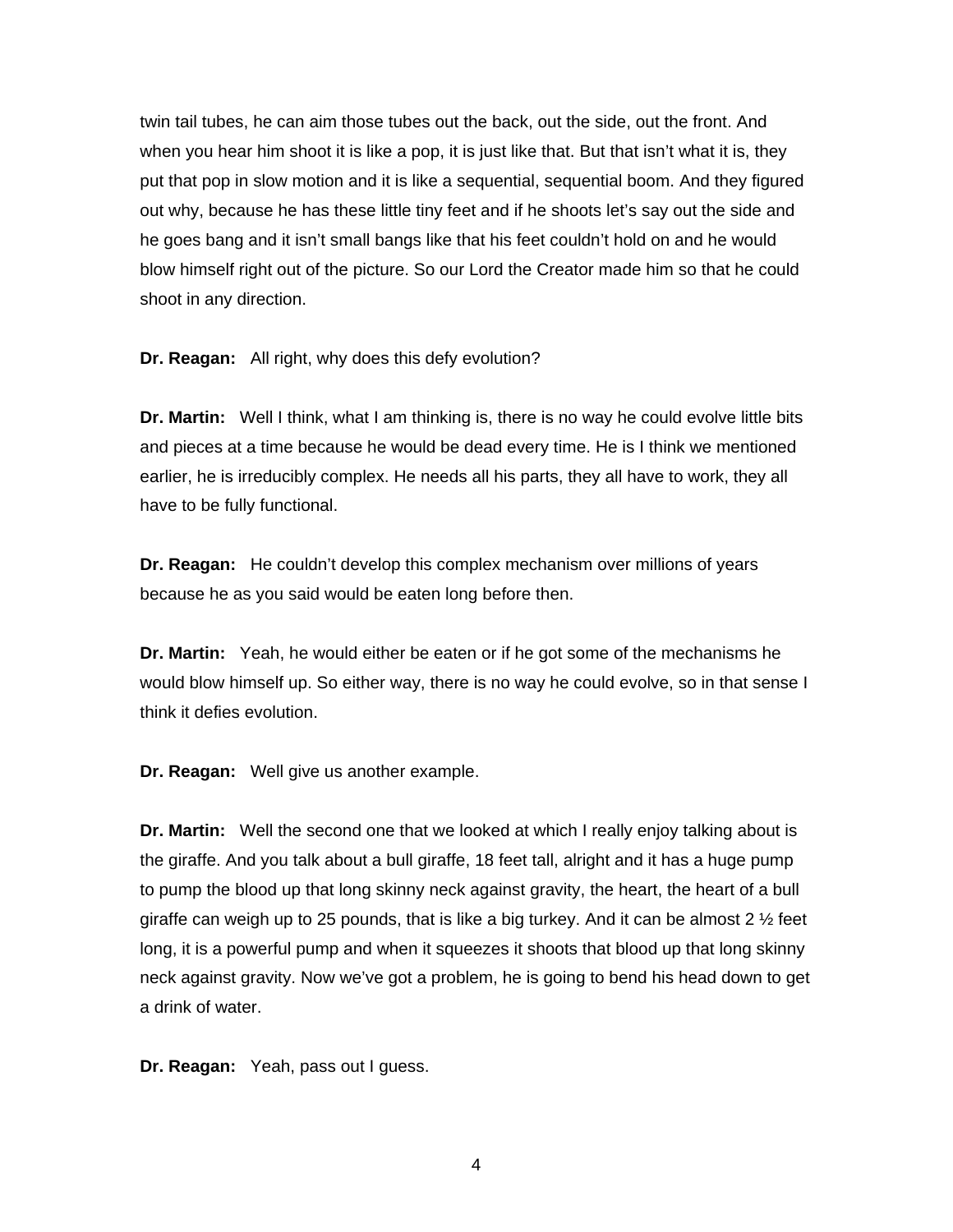twin tail tubes, he can aim those tubes out the back, out the side, out the front. And when you hear him shoot it is like a pop, it is just like that. But that isn't what it is, they put that pop in slow motion and it is like a sequential, sequential boom. And they figured out why, because he has these little tiny feet and if he shoots let's say out the side and he goes bang and it isn't small bangs like that his feet couldn't hold on and he would blow himself right out of the picture. So our Lord the Creator made him so that he could shoot in any direction.

**Dr. Reagan:** All right, why does this defy evolution?

**Dr. Martin:** Well I think, what I am thinking is, there is no way he could evolve little bits and pieces at a time because he would be dead every time. He is I think we mentioned earlier, he is irreducibly complex. He needs all his parts, they all have to work, they all have to be fully functional.

**Dr. Reagan:** He couldn't develop this complex mechanism over millions of years because he as you said would be eaten long before then.

**Dr. Martin:** Yeah, he would either be eaten or if he got some of the mechanisms he would blow himself up. So either way, there is no way he could evolve, so in that sense I think it defies evolution.

**Dr. Reagan:** Well give us another example.

**Dr. Martin:** Well the second one that we looked at which I really enjoy talking about is the giraffe. And you talk about a bull giraffe, 18 feet tall, alright and it has a huge pump to pump the blood up that long skinny neck against gravity, the heart, the heart of a bull giraffe can weigh up to 25 pounds, that is like a big turkey. And it can be almost 2 ½ feet long, it is a powerful pump and when it squeezes it shoots that blood up that long skinny neck against gravity. Now we've got a problem, he is going to bend his head down to get a drink of water.

**Dr. Reagan:** Yeah, pass out I guess.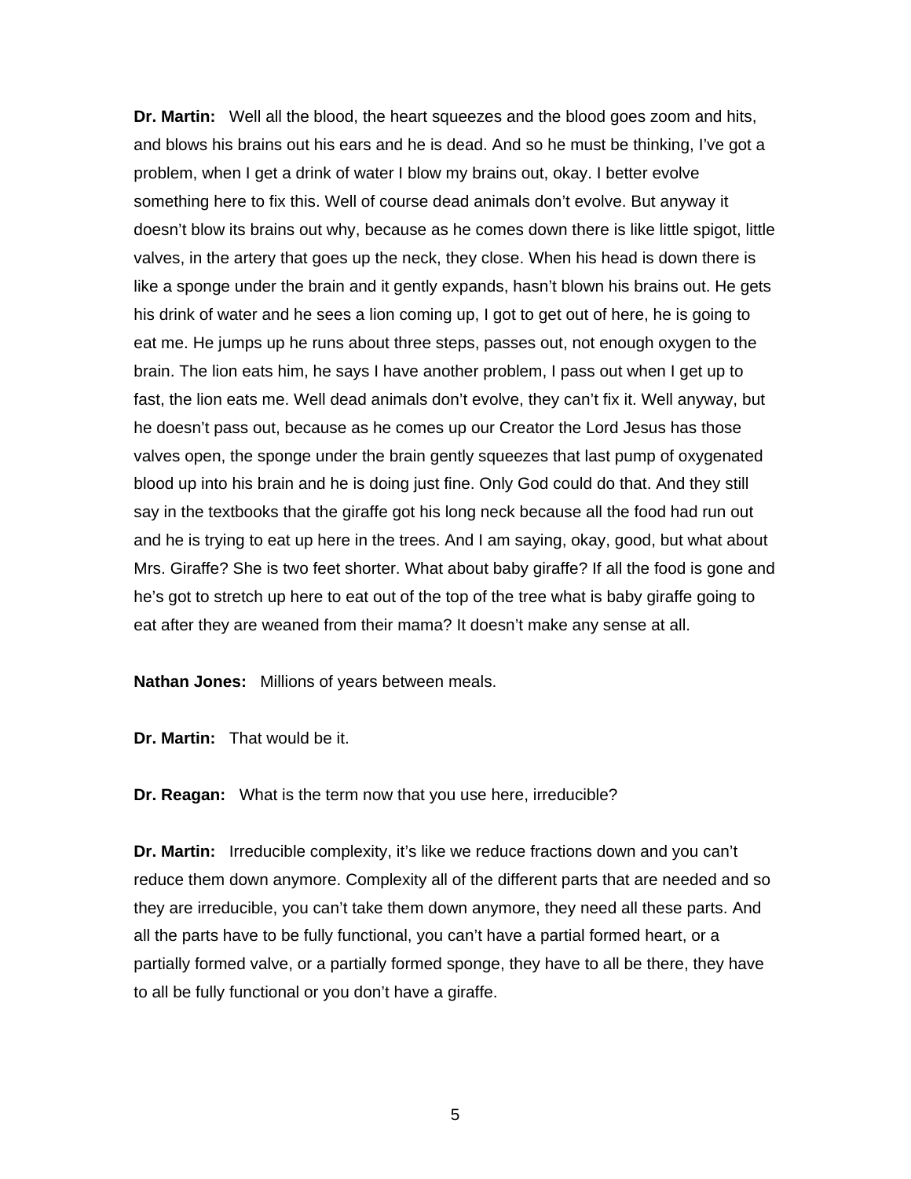**Dr. Martin:** Well all the blood, the heart squeezes and the blood goes zoom and hits, and blows his brains out his ears and he is dead. And so he must be thinking, I've got a problem, when I get a drink of water I blow my brains out, okay. I better evolve something here to fix this. Well of course dead animals don't evolve. But anyway it doesn't blow its brains out why, because as he comes down there is like little spigot, little valves, in the artery that goes up the neck, they close. When his head is down there is like a sponge under the brain and it gently expands, hasn't blown his brains out. He gets his drink of water and he sees a lion coming up, I got to get out of here, he is going to eat me. He jumps up he runs about three steps, passes out, not enough oxygen to the brain. The lion eats him, he says I have another problem, I pass out when I get up to fast, the lion eats me. Well dead animals don't evolve, they can't fix it. Well anyway, but he doesn't pass out, because as he comes up our Creator the Lord Jesus has those valves open, the sponge under the brain gently squeezes that last pump of oxygenated blood up into his brain and he is doing just fine. Only God could do that. And they still say in the textbooks that the giraffe got his long neck because all the food had run out and he is trying to eat up here in the trees. And I am saying, okay, good, but what about Mrs. Giraffe? She is two feet shorter. What about baby giraffe? If all the food is gone and he's got to stretch up here to eat out of the top of the tree what is baby giraffe going to eat after they are weaned from their mama? It doesn't make any sense at all.

**Nathan Jones:** Millions of years between meals.

**Dr. Martin:** That would be it.

**Dr. Reagan:** What is the term now that you use here, irreducible?

**Dr. Martin:** Irreducible complexity, it's like we reduce fractions down and you can't reduce them down anymore. Complexity all of the different parts that are needed and so they are irreducible, you can't take them down anymore, they need all these parts. And all the parts have to be fully functional, you can't have a partial formed heart, or a partially formed valve, or a partially formed sponge, they have to all be there, they have to all be fully functional or you don't have a giraffe.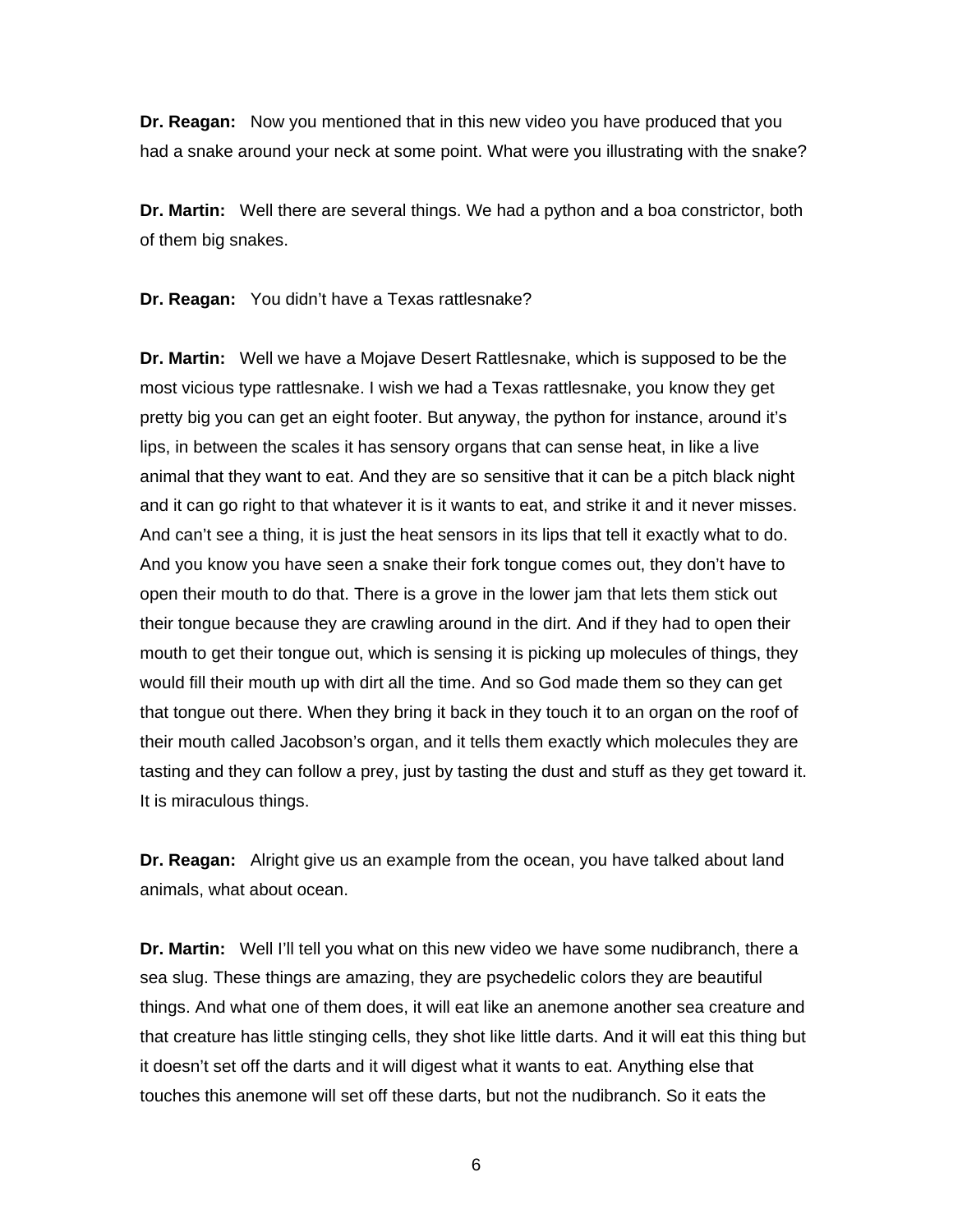**Dr. Reagan:** Now you mentioned that in this new video you have produced that you had a snake around your neck at some point. What were you illustrating with the snake?

**Dr. Martin:** Well there are several things. We had a python and a boa constrictor, both of them big snakes.

**Dr. Reagan:** You didn't have a Texas rattlesnake?

**Dr. Martin:** Well we have a Mojave Desert Rattlesnake, which is supposed to be the most vicious type rattlesnake. I wish we had a Texas rattlesnake, you know they get pretty big you can get an eight footer. But anyway, the python for instance, around it's lips, in between the scales it has sensory organs that can sense heat, in like a live animal that they want to eat. And they are so sensitive that it can be a pitch black night and it can go right to that whatever it is it wants to eat, and strike it and it never misses. And can't see a thing, it is just the heat sensors in its lips that tell it exactly what to do. And you know you have seen a snake their fork tongue comes out, they don't have to open their mouth to do that. There is a grove in the lower jam that lets them stick out their tongue because they are crawling around in the dirt. And if they had to open their mouth to get their tongue out, which is sensing it is picking up molecules of things, they would fill their mouth up with dirt all the time. And so God made them so they can get that tongue out there. When they bring it back in they touch it to an organ on the roof of their mouth called Jacobson's organ, and it tells them exactly which molecules they are tasting and they can follow a prey, just by tasting the dust and stuff as they get toward it. It is miraculous things.

**Dr. Reagan:** Alright give us an example from the ocean, you have talked about land animals, what about ocean.

**Dr. Martin:** Well I'll tell you what on this new video we have some nudibranch, there a sea slug. These things are amazing, they are psychedelic colors they are beautiful things. And what one of them does, it will eat like an anemone another sea creature and that creature has little stinging cells, they shot like little darts. And it will eat this thing but it doesn't set off the darts and it will digest what it wants to eat. Anything else that touches this anemone will set off these darts, but not the nudibranch. So it eats the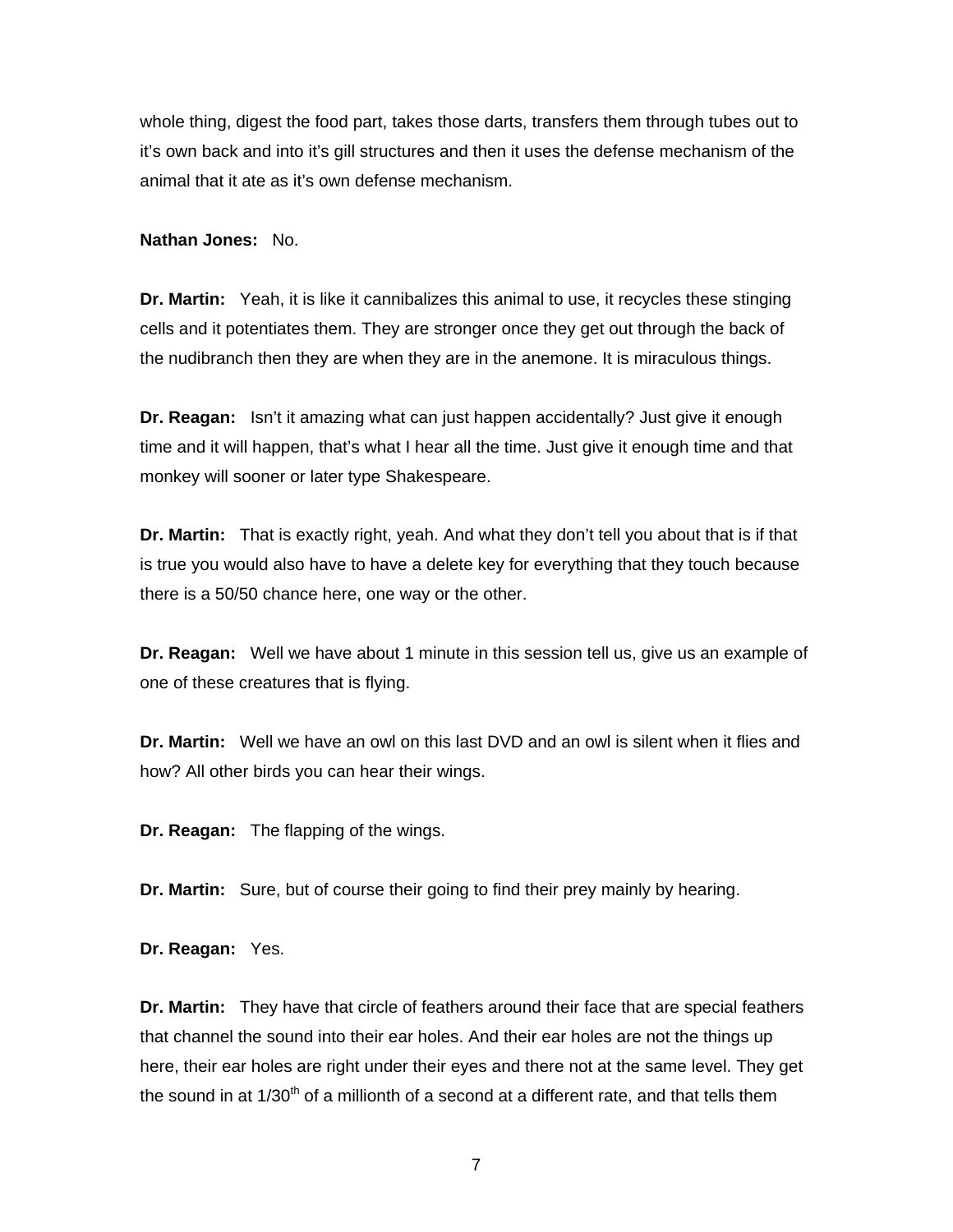whole thing, digest the food part, takes those darts, transfers them through tubes out to it's own back and into it's gill structures and then it uses the defense mechanism of the animal that it ate as it's own defense mechanism.

**Nathan Jones:** No.

**Dr. Martin:** Yeah, it is like it cannibalizes this animal to use, it recycles these stinging cells and it potentiates them. They are stronger once they get out through the back of the nudibranch then they are when they are in the anemone. It is miraculous things.

**Dr. Reagan:** Isn't it amazing what can just happen accidentally? Just give it enough time and it will happen, that's what I hear all the time. Just give it enough time and that monkey will sooner or later type Shakespeare.

**Dr. Martin:** That is exactly right, yeah. And what they don't tell you about that is if that is true you would also have to have a delete key for everything that they touch because there is a 50/50 chance here, one way or the other.

**Dr. Reagan:** Well we have about 1 minute in this session tell us, give us an example of one of these creatures that is flying.

**Dr. Martin:** Well we have an owl on this last DVD and an owl is silent when it flies and how? All other birds you can hear their wings.

**Dr. Reagan:** The flapping of the wings.

**Dr. Martin:** Sure, but of course their going to find their prey mainly by hearing.

**Dr. Reagan:** Yes.

**Dr. Martin:** They have that circle of feathers around their face that are special feathers that channel the sound into their ear holes. And their ear holes are not the things up here, their ear holes are right under their eyes and there not at the same level. They get the sound in at 1/30$^{th}$ of a millionth of a second at a different rate, and that tells them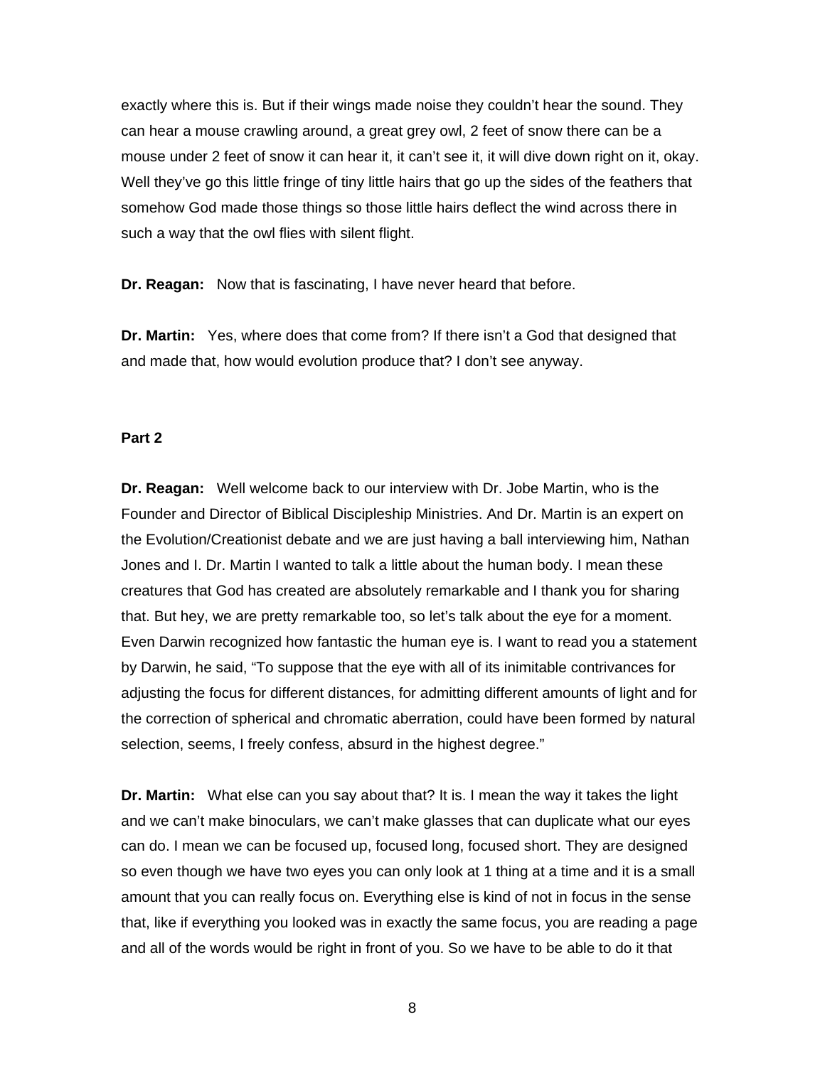exactly where this is. But if their wings made noise they couldn't hear the sound. They can hear a mouse crawling around, a great grey owl, 2 feet of snow there can be a mouse under 2 feet of snow it can hear it, it can't see it, it will dive down right on it, okay. Well they've go this little fringe of tiny little hairs that go up the sides of the feathers that somehow God made those things so those little hairs deflect the wind across there in such a way that the owl flies with silent flight.

**Dr. Reagan:** Now that is fascinating, I have never heard that before.

**Dr. Martin:** Yes, where does that come from? If there isn't a God that designed that and made that, how would evolution produce that? I don't see anyway.

**Part 2**

**Dr. Reagan:** Well welcome back to our interview with Dr. Jobe Martin, who is the Founder and Director of Biblical Discipleship Ministries. And Dr. Martin is an expert on the Evolution/Creationist debate and we are just having a ball interviewing him, Nathan Jones and I. Dr. Martin I wanted to talk a little about the human body. I mean these creatures that God has created are absolutely remarkable and I thank you for sharing that. But hey, we are pretty remarkable too, so let's talk about the eye for a moment. Even Darwin recognized how fantastic the human eye is. I want to read you a statement by Darwin, he said, "To suppose that the eye with all of its inimitable contrivances for adjusting the focus for different distances, for admitting different amounts of light and for the correction of spherical and chromatic aberration, could have been formed by natural selection, seems, I freely confess, absurd in the highest degree."

**Dr. Martin:** What else can you say about that? It is. I mean the way it takes the light and we can't make binoculars, we can't make glasses that can duplicate what our eyes can do. I mean we can be focused up, focused long, focused short. They are designed so even though we have two eyes you can only look at 1 thing at a time and it is a small amount that you can really focus on. Everything else is kind of not in focus in the sense that, like if everything you looked was in exactly the same focus, you are reading a page and all of the words would be right in front of you. So we have to be able to do it that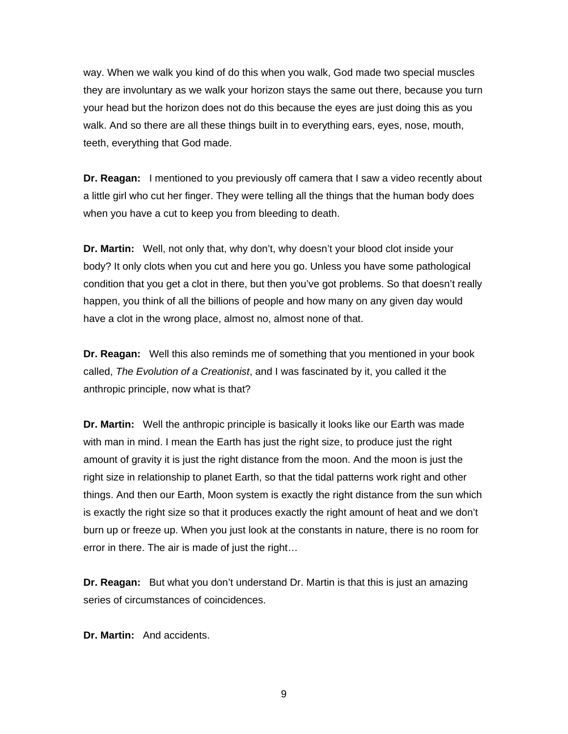way. When we walk you kind of do this when you walk, God made two special muscles they are involuntary as we walk your horizon stays the same out there, because you turn your head but the horizon does not do this because the eyes are just doing this as you walk. And so there are all these things built in to everything ears, eyes, nose, mouth, teeth, everything that God made.

**Dr. Reagan:** I mentioned to you previously off camera that I saw a video recently about a little girl who cut her finger. They were telling all the things that the human body does when you have a cut to keep you from bleeding to death.

**Dr. Martin:** Well, not only that, why don't, why doesn't your blood clot inside your body? It only clots when you cut and here you go. Unless you have some pathological condition that you get a clot in there, but then you've got problems. So that doesn't really happen, you think of all the billions of people and how many on any given day would have a clot in the wrong place, almost no, almost none of that.

**Dr. Reagan:** Well this also reminds me of something that you mentioned in your book called, *The Evolution of a Creationist*, and I was fascinated by it, you called it the anthropic principle, now what is that?

**Dr. Martin:** Well the anthropic principle is basically it looks like our Earth was made with man in mind. I mean the Earth has just the right size, to produce just the right amount of gravity it is just the right distance from the moon. And the moon is just the right size in relationship to planet Earth, so that the tidal patterns work right and other things. And then our Earth, Moon system is exactly the right distance from the sun which is exactly the right size so that it produces exactly the right amount of heat and we don't burn up or freeze up. When you just look at the constants in nature, there is no room for error in there. The air is made of just the right…

**Dr. Reagan:** But what you don't understand Dr. Martin is that this is just an amazing series of circumstances of coincidences.

**Dr. Martin:** And accidents.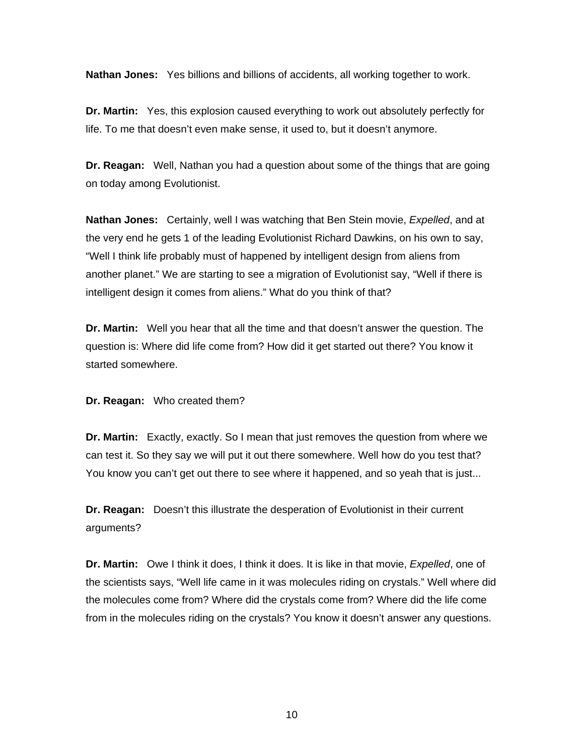**Nathan Jones:** Yes billions and billions of accidents, all working together to work.

**Dr. Martin:** Yes, this explosion caused everything to work out absolutely perfectly for life. To me that doesn't even make sense, it used to, but it doesn't anymore.

**Dr. Reagan:** Well, Nathan you had a question about some of the things that are going on today among Evolutionist.

**Nathan Jones:** Certainly, well I was watching that Ben Stein movie, *Expelled*, and at the very end he gets 1 of the leading Evolutionist Richard Dawkins, on his own to say, "Well I think life probably must of happened by intelligent design from aliens from another planet." We are starting to see a migration of Evolutionist say, "Well if there is intelligent design it comes from aliens." What do you think of that?

**Dr. Martin:** Well you hear that all the time and that doesn't answer the question. The question is: Where did life come from? How did it get started out there? You know it started somewhere.

**Dr. Reagan:** Who created them?

**Dr. Martin:** Exactly, exactly. So I mean that just removes the question from where we can test it. So they say we will put it out there somewhere. Well how do you test that? You know you can't get out there to see where it happened, and so yeah that is just...

**Dr. Reagan:** Doesn't this illustrate the desperation of Evolutionist in their current arguments?

**Dr. Martin:** Owe I think it does, I think it does. It is like in that movie, *Expelled*, one of the scientists says, "Well life came in it was molecules riding on crystals." Well where did the molecules come from? Where did the crystals come from? Where did the life come from in the molecules riding on the crystals? You know it doesn't answer any questions.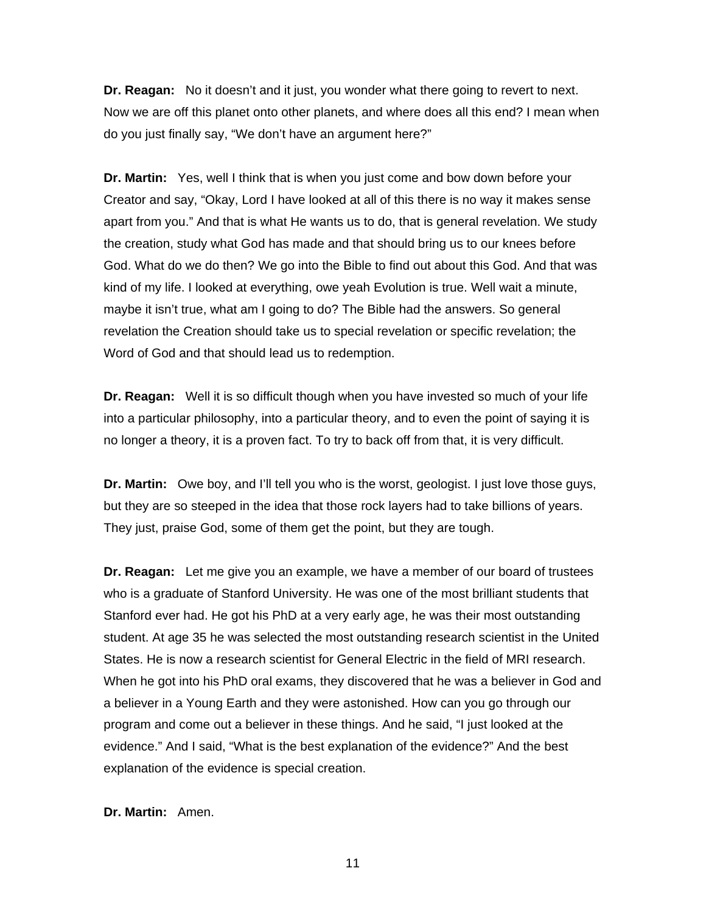**Dr. Reagan:** No it doesn't and it just, you wonder what there going to revert to next. Now we are off this planet onto other planets, and where does all this end? I mean when do you just finally say, "We don't have an argument here?"

**Dr. Martin:** Yes, well I think that is when you just come and bow down before your Creator and say, "Okay, Lord I have looked at all of this there is no way it makes sense apart from you." And that is what He wants us to do, that is general revelation. We study the creation, study what God has made and that should bring us to our knees before God. What do we do then? We go into the Bible to find out about this God. And that was kind of my life. I looked at everything, owe yeah Evolution is true. Well wait a minute, maybe it isn't true, what am I going to do? The Bible had the answers. So general revelation the Creation should take us to special revelation or specific revelation; the Word of God and that should lead us to redemption.

**Dr. Reagan:** Well it is so difficult though when you have invested so much of your life into a particular philosophy, into a particular theory, and to even the point of saying it is no longer a theory, it is a proven fact. To try to back off from that, it is very difficult.

**Dr. Martin:** Owe boy, and I'll tell you who is the worst, geologist. I just love those guys, but they are so steeped in the idea that those rock layers had to take billions of years. They just, praise God, some of them get the point, but they are tough.

**Dr. Reagan:** Let me give you an example, we have a member of our board of trustees who is a graduate of Stanford University. He was one of the most brilliant students that Stanford ever had. He got his PhD at a very early age, he was their most outstanding student. At age 35 he was selected the most outstanding research scientist in the United States. He is now a research scientist for General Electric in the field of MRI research. When he got into his PhD oral exams, they discovered that he was a believer in God and a believer in a Young Earth and they were astonished. How can you go through our program and come out a believer in these things. And he said, "I just looked at the evidence." And I said, "What is the best explanation of the evidence?" And the best explanation of the evidence is special creation.

**Dr. Martin:** Amen.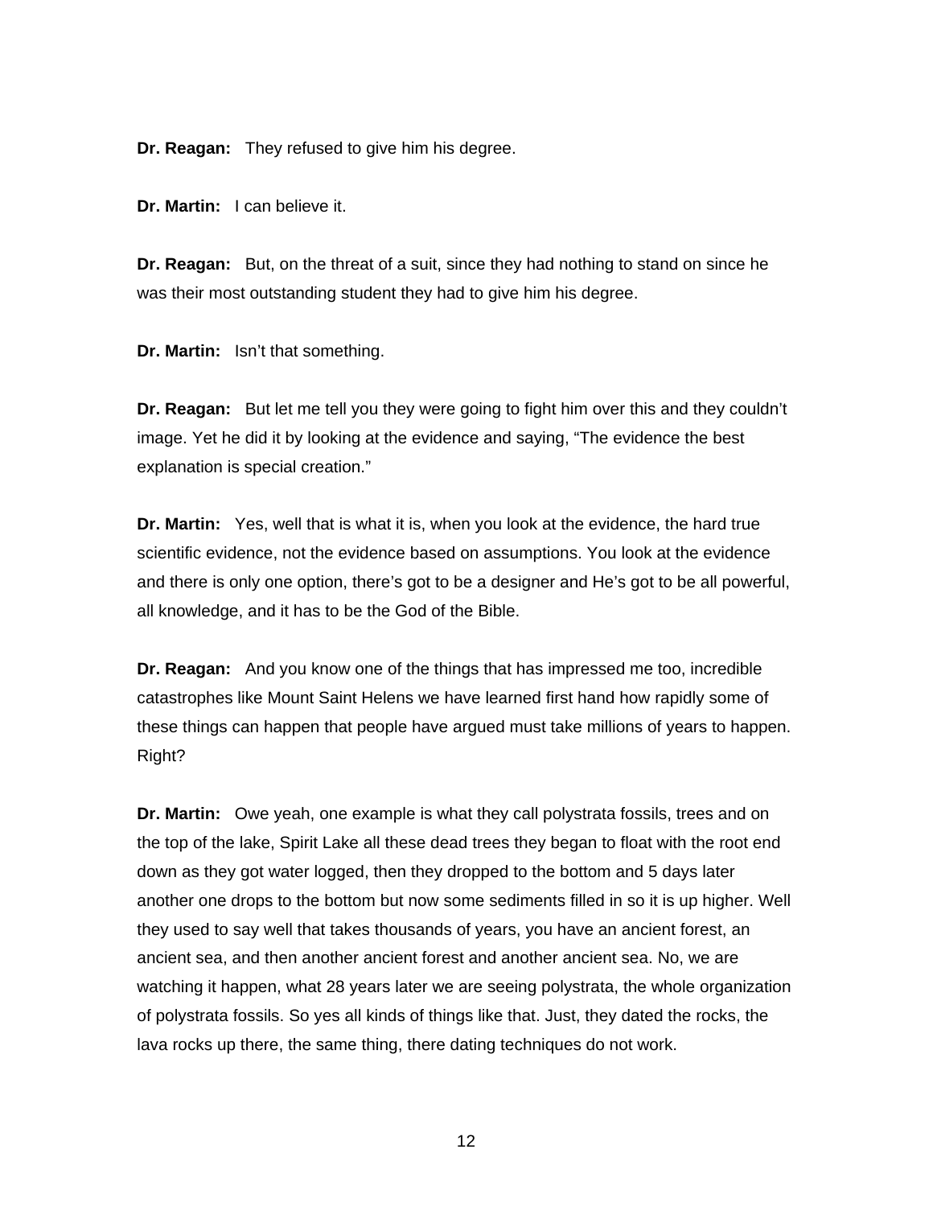**Dr. Reagan:** They refused to give him his degree.

**Dr. Martin:** I can believe it.

**Dr. Reagan:** But, on the threat of a suit, since they had nothing to stand on since he was their most outstanding student they had to give him his degree.

**Dr. Martin:** Isn't that something.

**Dr. Reagan:** But let me tell you they were going to fight him over this and they couldn't image. Yet he did it by looking at the evidence and saying, "The evidence the best explanation is special creation."

**Dr. Martin:** Yes, well that is what it is, when you look at the evidence, the hard true scientific evidence, not the evidence based on assumptions. You look at the evidence and there is only one option, there's got to be a designer and He's got to be all powerful, all knowledge, and it has to be the God of the Bible.

**Dr. Reagan:** And you know one of the things that has impressed me too, incredible catastrophes like Mount Saint Helens we have learned first hand how rapidly some of these things can happen that people have argued must take millions of years to happen. Right?

**Dr. Martin:** Owe yeah, one example is what they call polystrata fossils, trees and on the top of the lake, Spirit Lake all these dead trees they began to float with the root end down as they got water logged, then they dropped to the bottom and 5 days later another one drops to the bottom but now some sediments filled in so it is up higher. Well they used to say well that takes thousands of years, you have an ancient forest, an ancient sea, and then another ancient forest and another ancient sea. No, we are watching it happen, what 28 years later we are seeing polystrata, the whole organization of polystrata fossils. So yes all kinds of things like that. Just, they dated the rocks, the lava rocks up there, the same thing, there dating techniques do not work.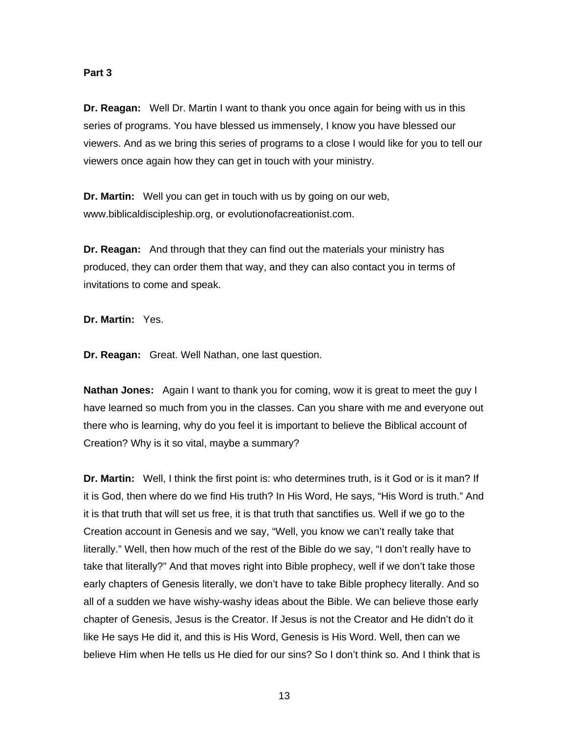**Part 3**

**Dr. Reagan:** Well Dr. Martin I want to thank you once again for being with us in this series of programs. You have blessed us immensely, I know you have blessed our viewers. And as we bring this series of programs to a close I would like for you to tell our viewers once again how they can get in touch with your ministry.

**Dr. Martin:** Well you can get in touch with us by going on our web, www.biblicaldiscipleship.org, or evolutionofacreationist.com.

**Dr. Reagan:** And through that they can find out the materials your ministry has produced, they can order them that way, and they can also contact you in terms of invitations to come and speak.

**Dr. Martin:** Yes.

**Dr. Reagan:** Great. Well Nathan, one last question.

**Nathan Jones:** Again I want to thank you for coming, wow it is great to meet the guy I have learned so much from you in the classes. Can you share with me and everyone out there who is learning, why do you feel it is important to believe the Biblical account of Creation? Why is it so vital, maybe a summary?

**Dr. Martin:** Well, I think the first point is: who determines truth, is it God or is it man? If it is God, then where do we find His truth? In His Word, He says, "His Word is truth." And it is that truth that will set us free, it is that truth that sanctifies us. Well if we go to the Creation account in Genesis and we say, "Well, you know we can't really take that literally." Well, then how much of the rest of the Bible do we say, "I don't really have to take that literally?" And that moves right into Bible prophecy, well if we don't take those early chapters of Genesis literally, we don't have to take Bible prophecy literally. And so all of a sudden we have wishy-washy ideas about the Bible. We can believe those early chapter of Genesis, Jesus is the Creator. If Jesus is not the Creator and He didn't do it like He says He did it, and this is His Word, Genesis is His Word. Well, then can we believe Him when He tells us He died for our sins? So I don't think so. And I think that is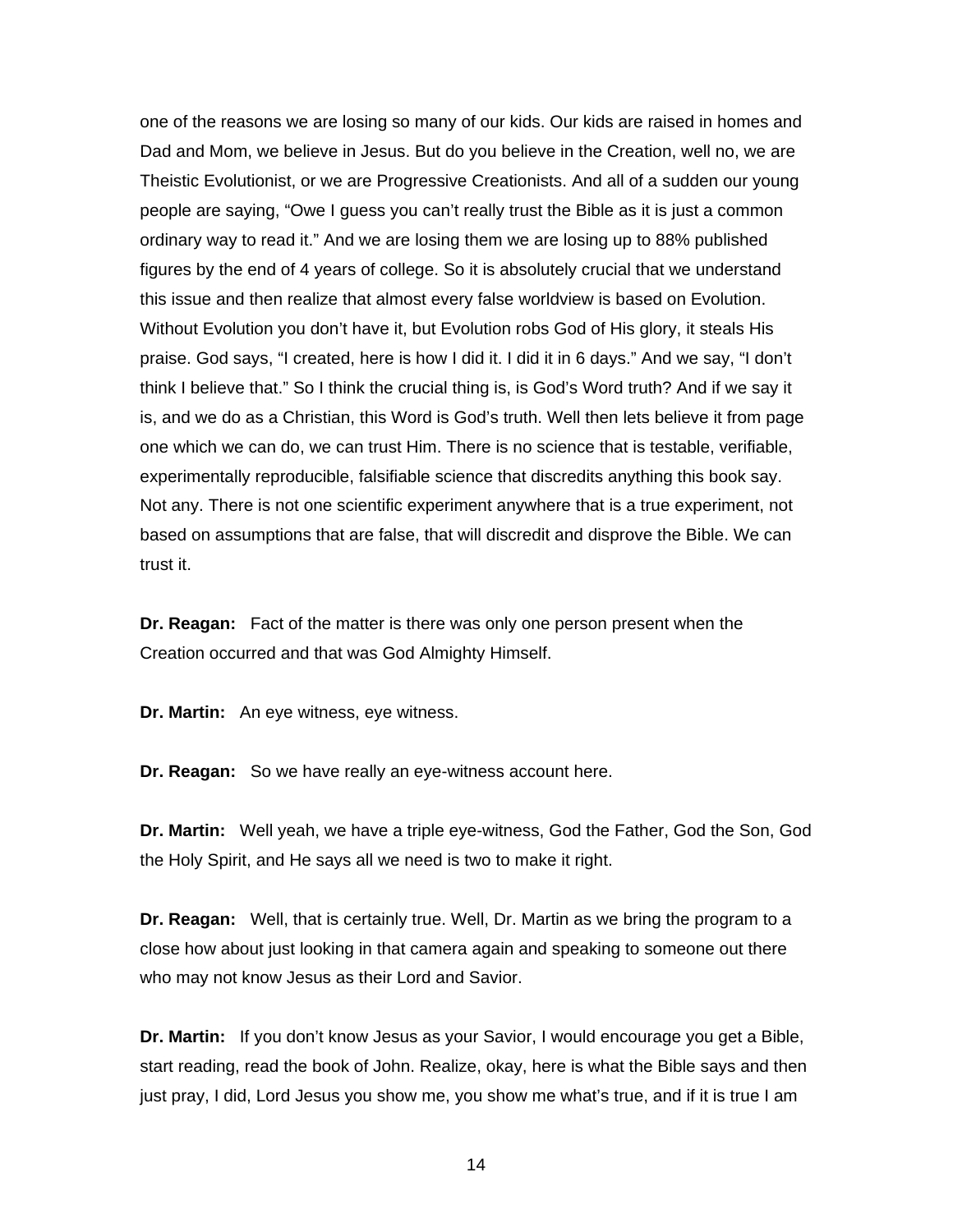one of the reasons we are losing so many of our kids. Our kids are raised in homes and Dad and Mom, we believe in Jesus. But do you believe in the Creation, well no, we are Theistic Evolutionist, or we are Progressive Creationists. And all of a sudden our young people are saying, "Owe I guess you can't really trust the Bible as it is just a common ordinary way to read it." And we are losing them we are losing up to 88% published figures by the end of 4 years of college. So it is absolutely crucial that we understand this issue and then realize that almost every false worldview is based on Evolution. Without Evolution you don't have it, but Evolution robs God of His glory, it steals His praise. God says, "I created, here is how I did it. I did it in 6 days." And we say, "I don't think I believe that." So I think the crucial thing is, is God's Word truth? And if we say it is, and we do as a Christian, this Word is God's truth. Well then lets believe it from page one which we can do, we can trust Him. There is no science that is testable, verifiable, experimentally reproducible, falsifiable science that discredits anything this book say. Not any. There is not one scientific experiment anywhere that is a true experiment, not based on assumptions that are false, that will discredit and disprove the Bible. We can trust it.

**Dr. Reagan:** Fact of the matter is there was only one person present when the Creation occurred and that was God Almighty Himself.

**Dr. Martin:** An eye witness, eye witness.

**Dr. Reagan:** So we have really an eye-witness account here.

**Dr. Martin:** Well yeah, we have a triple eye-witness, God the Father, God the Son, God the Holy Spirit, and He says all we need is two to make it right.

**Dr. Reagan:** Well, that is certainly true. Well, Dr. Martin as we bring the program to a close how about just looking in that camera again and speaking to someone out there who may not know Jesus as their Lord and Savior.

**Dr. Martin:** If you don't know Jesus as your Savior, I would encourage you get a Bible, start reading, read the book of John. Realize, okay, here is what the Bible says and then just pray, I did, Lord Jesus you show me, you show me what's true, and if it is true I am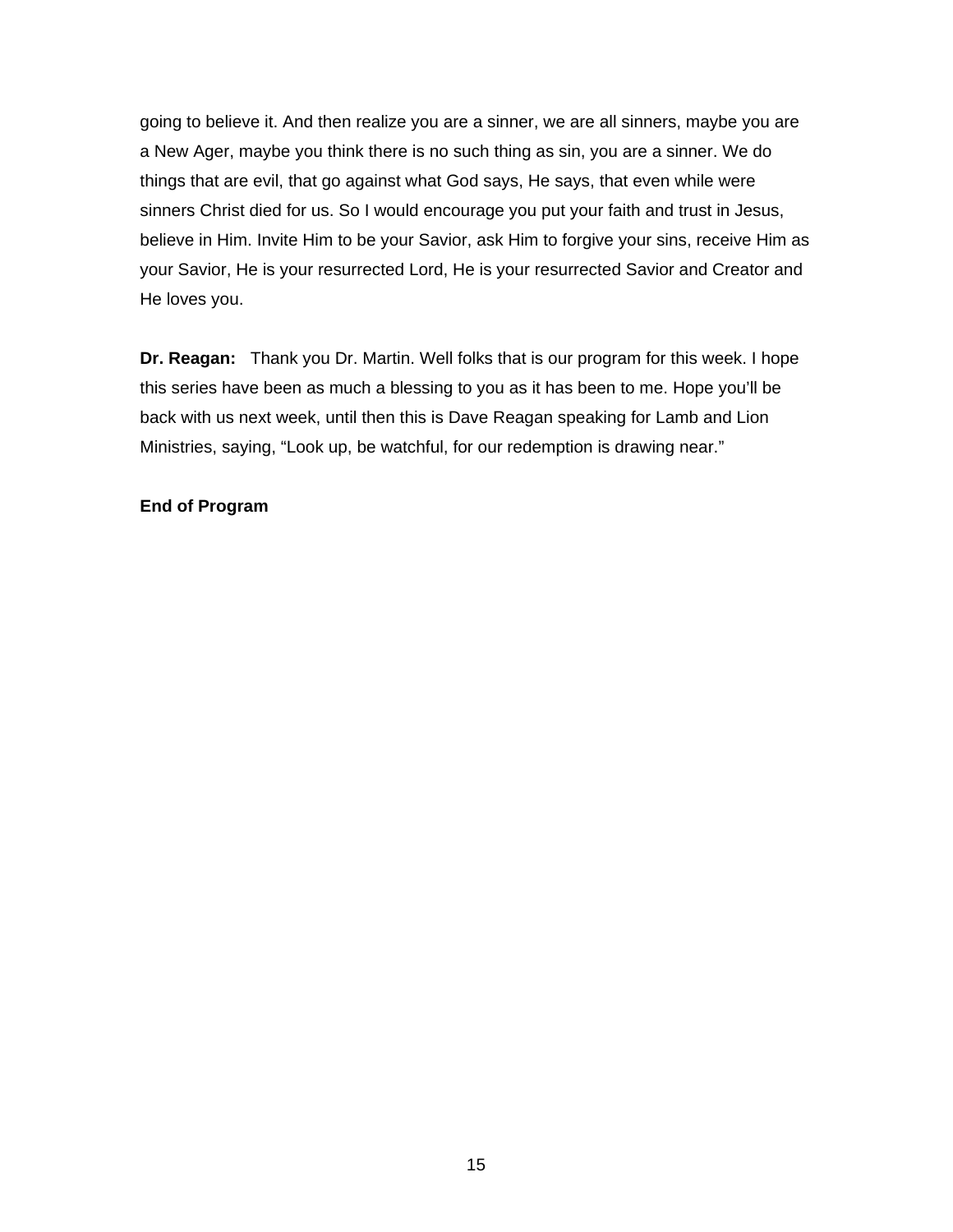going to believe it. And then realize you are a sinner, we are all sinners, maybe you are a New Ager, maybe you think there is no such thing as sin, you are a sinner. We do things that are evil, that go against what God says, He says, that even while were sinners Christ died for us. So I would encourage you put your faith and trust in Jesus, believe in Him. Invite Him to be your Savior, ask Him to forgive your sins, receive Him as your Savior, He is your resurrected Lord, He is your resurrected Savior and Creator and He loves you.

**Dr. Reagan:** Thank you Dr. Martin. Well folks that is our program for this week. I hope this series have been as much a blessing to you as it has been to me. Hope you'll be back with us next week, until then this is Dave Reagan speaking for Lamb and Lion Ministries, saying, "Look up, be watchful, for our redemption is drawing near."

**End of Program**